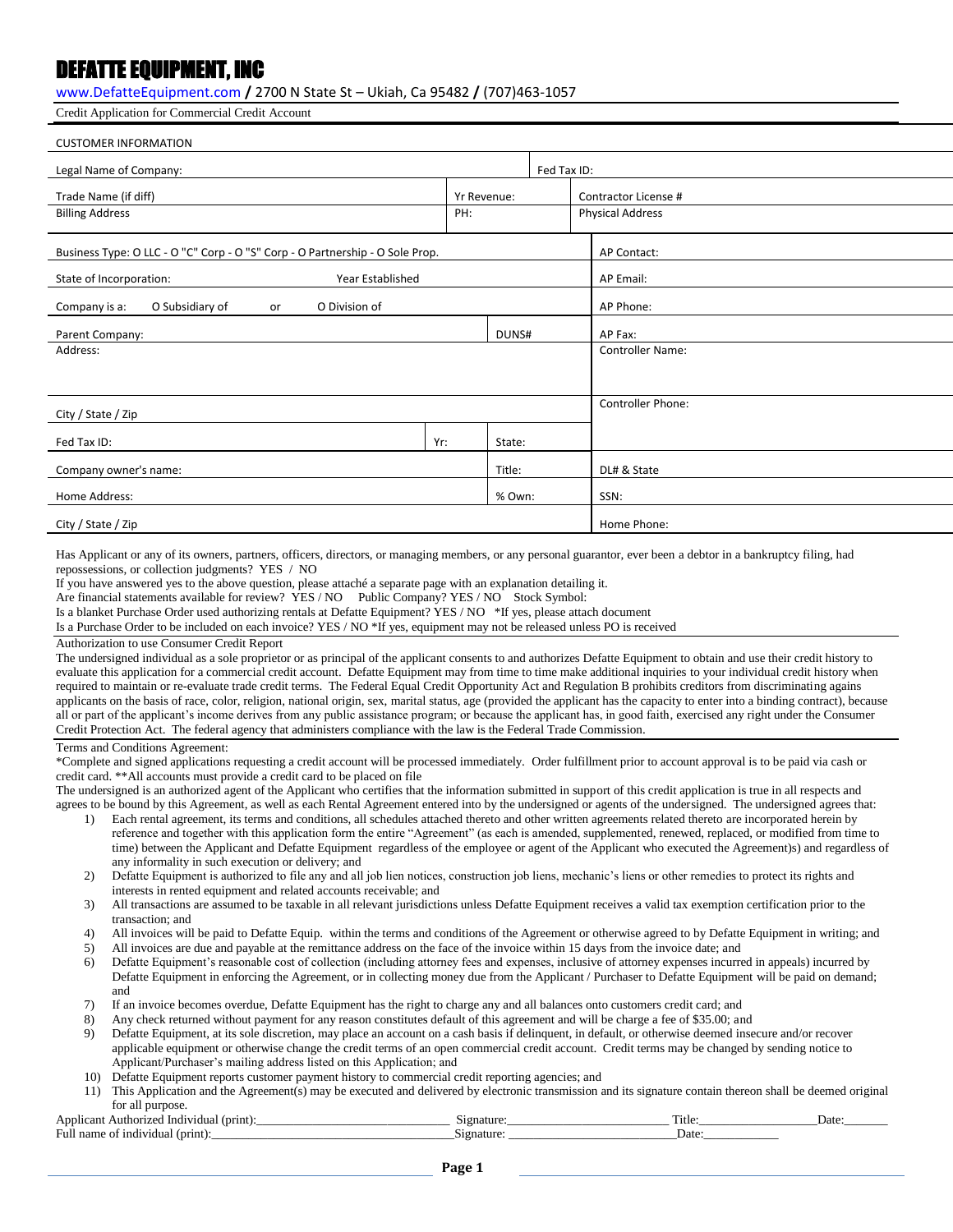# DEFATTE EQUIPMENT, INC

www.DefatteEquipment.com / 2700 N State St – Ukiah, Ca 95482 / (707)463-1057

Credit Application for Commercial Credit Account

CUSTOMER INFORMATION

| | | |
|---|---|---|
| Legal Name of Company: | Fed Tax ID: | |
| Trade Name (if diff) | Yr Revenue: | Contractor License # |
| Billing Address | PH: | Physical Address |

| | |
|---|---|
| Business Type: O LLC - O "C" Corp - O "S" Corp - O Partnership - O Sole Prop. | AP Contact: |
| State of Incorporation: Year Established | AP Email: |
| Company is a: O Subsidiary of or O Division of | AP Phone: |
| Parent Company: DUNS# | AP Fax: |
| Address: | Controller Name: |
| City / State / Zip | Controller Phone: |
| Fed Tax ID: Yr: State: | |
| Company owner's name: Title: | DL# & State |
| Home Address: % Own: | SSN: |
| City / State / Zip | Home Phone: |

Has Applicant or any of its owners, partners, officers, directors, or managing members, or any personal guarantor, ever been a debtor in a bankruptcy filing, had repossessions, or collection judgments? YES / NO

If you have answered yes to the above question, please attaché a separate page with an explanation detailing it.

Are financial statements available for review? YES / NO Public Company? YES / NO Stock Symbol:

Is a blanket Purchase Order used authorizing rentals at Defatte Equipment? YES / NO *If yes, please attach document

Is a Purchase Order to be included on each invoice? YES / NO *If yes, equipment may not be released unless PO is received

Authorization to use Consumer Credit Report

The undersigned individual as a sole proprietor or as principal of the applicant consents to and authorizes Defatte Equipment to obtain and use their credit history to evaluate this application for a commercial credit account. Defatte Equipment may from time to time make additional inquiries to your individual credit history when required to maintain or re-evaluate trade credit terms. The Federal Equal Credit Opportunity Act and Regulation B prohibits creditors from discriminating agains applicants on the basis of race, color, religion, national origin, sex, marital status, age (provided the applicant has the capacity to enter into a binding contract), because all or part of the applicant's income derives from any public assistance program; or because the applicant has, in good faith, exercised any right under the Consumer Credit Protection Act. The federal agency that administers compliance with the law is the Federal Trade Commission.

Terms and Conditions Agreement:

*Complete and signed applications requesting a credit account will be processed immediately. Order fulfillment prior to account approval is to be paid via cash or credit card. **All accounts must provide a credit card to be placed on file

The undersigned is an authorized agent of the Applicant who certifies that the information submitted in support of this credit application is true in all respects and agrees to be bound by this Agreement, as well as each Rental Agreement entered into by the undersigned or agents of the undersigned. The undersigned agrees that:

1) Each rental agreement, its terms and conditions, all schedules attached thereto and other written agreements related thereto are incorporated herein by reference and together with this application form the entire "Agreement" (as each is amended, supplemented, renewed, replaced, or modified from time to time) between the Applicant and Defatte Equipment regardless of the employee or agent of the Applicant who executed the Agreement)s) and regardless of any informality in such execution or delivery; and
2) Defatte Equipment is authorized to file any and all job lien notices, construction job liens, mechanic's liens or other remedies to protect its rights and interests in rented equipment and related accounts receivable; and
3) All transactions are assumed to be taxable in all relevant jurisdictions unless Defatte Equipment receives a valid tax exemption certification prior to the transaction; and
4) All invoices will be paid to Defatte Equip. within the terms and conditions of the Agreement or otherwise agreed to by Defatte Equipment in writing; and
5) All invoices are due and payable at the remittance address on the face of the invoice within 15 days from the invoice date; and
6) Defatte Equipment's reasonable cost of collection (including attorney fees and expenses, inclusive of attorney expenses incurred in appeals) incurred by Defatte Equipment in enforcing the Agreement, or in collecting money due from the Applicant / Purchaser to Defatte Equipment will be paid on demand; and
7) If an invoice becomes overdue, Defatte Equipment has the right to charge any and all balances onto customers credit card; and
8) Any check returned without payment for any reason constitutes default of this agreement and will be charge a fee of $35.00; and
9) Defatte Equipment, at its sole discretion, may place an account on a cash basis if delinquent, in default, or otherwise deemed insecure and/or recover applicable equipment or otherwise change the credit terms of an open commercial credit account. Credit terms may be changed by sending notice to Applicant/Purchaser's mailing address listed on this Application; and
10) Defatte Equipment reports customer payment history to commercial credit reporting agencies; and
11) This Application and the Agreement(s) may be executed and delivered by electronic transmission and its signature contain thereon shall be deemed original for all purpose.

Applicant Authorized Individual (print):______________________________ Signature:_________________________ Title:__________________ Date:_______

Full name of individual (print):_____________________________________ Signature: _________________________ Date:___________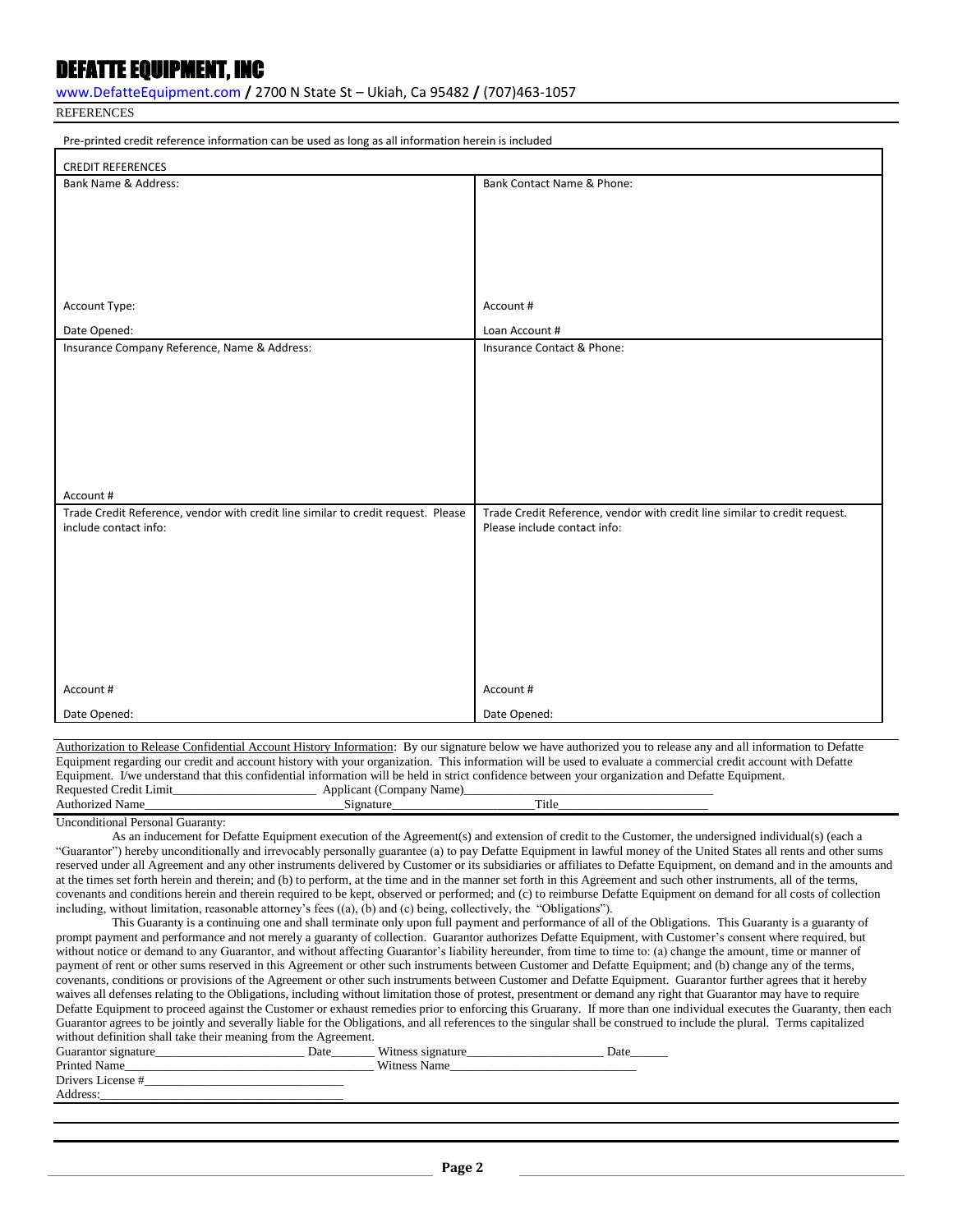# DEFATTE EQUIPMENT, INC

www.DefatteEquipment.com / 2700 N State St – Ukiah, Ca 95482 / (707)463-1057

REFERENCES

Pre-printed credit reference information can be used as long as all information herein is included

| CREDIT REFERENCES | |
|---|---|
| Bank Name & Address: | Bank Contact Name & Phone: |
| Account Type: | Account # |
| Date Opened: | Loan Account # |
| Insurance Company Reference, Name & Address: | Insurance Contact & Phone: |
| Account # | |
| Trade Credit Reference, vendor with credit line similar to credit request. Please include contact info: | Trade Credit Reference, vendor with credit line similar to credit request. Please include contact info: |
| Account # | Account # |
| Date Opened: | Date Opened: |

Authorization to Release Confidential Account History Information: By our signature below we have authorized you to release any and all information to Defatte Equipment regarding our credit and account history with your organization. This information will be used to evaluate a commercial credit account with Defatte Equipment. I/we understand that this confidential information will be held in strict confidence between your organization and Defatte Equipment.

Requested Credit Limit______________________ Applicant (Company Name)______________________________________

Authorized Name______________________________Signature_____________________Title_______________________

Unconditional Personal Guaranty:

As an inducement for Defatte Equipment execution of the Agreement(s) and extension of credit to the Customer, the undersigned individual(s) (each a "Guarantor") hereby unconditionally and irrevocably personally guarantee (a) to pay Defatte Equipment in lawful money of the United States all rents and other sums reserved under all Agreement and any other instruments delivered by Customer or its subsidiaries or affiliates to Defatte Equipment, on demand and in the amounts and at the times set forth herein and therein; and (b) to perform, at the time and in the manner set forth in this Agreement and such other instruments, all of the terms, covenants and conditions herein and therein required to be kept, observed or performed; and (c) to reimburse Defatte Equipment on demand for all costs of collection including, without limitation, reasonable attorney's fees ((a), (b) and (c) being, collectively, the "Obligations").

This Guaranty is a continuing one and shall terminate only upon full payment and performance of all of the Obligations. This Guaranty is a guaranty of prompt payment and performance and not merely a guaranty of collection. Guarantor authorizes Defatte Equipment, with Customer's consent where required, but without notice or demand to any Guarantor, and without affecting Guarantor's liability hereunder, from time to time to: (a) change the amount, time or manner of payment of rent or other sums reserved in this Agreement or other such instruments between Customer and Defatte Equipment; and (b) change any of the terms, covenants, conditions or provisions of the Agreement or other such instruments between Customer and Defatte Equipment. Guarantor further agrees that it hereby waives all defenses relating to the Obligations, including without limitation those of protest, presentment or demand any right that Guarantor may have to require Defatte Equipment to proceed against the Customer or exhaust remedies prior to enforcing this Gruarany. If more than one individual executes the Guaranty, then each Guarantor agrees to be jointly and severally liable for the Obligations, and all references to the singular shall be construed to include the plural. Terms capitalized without definition shall take their meaning from the Agreement.

Guarantor signature_______________________ Date_______ Witness signature_____________________ Date______

Printed Name______________________________________ Witness Name____________________________

Drivers License #_______________________________

Address:___________________________________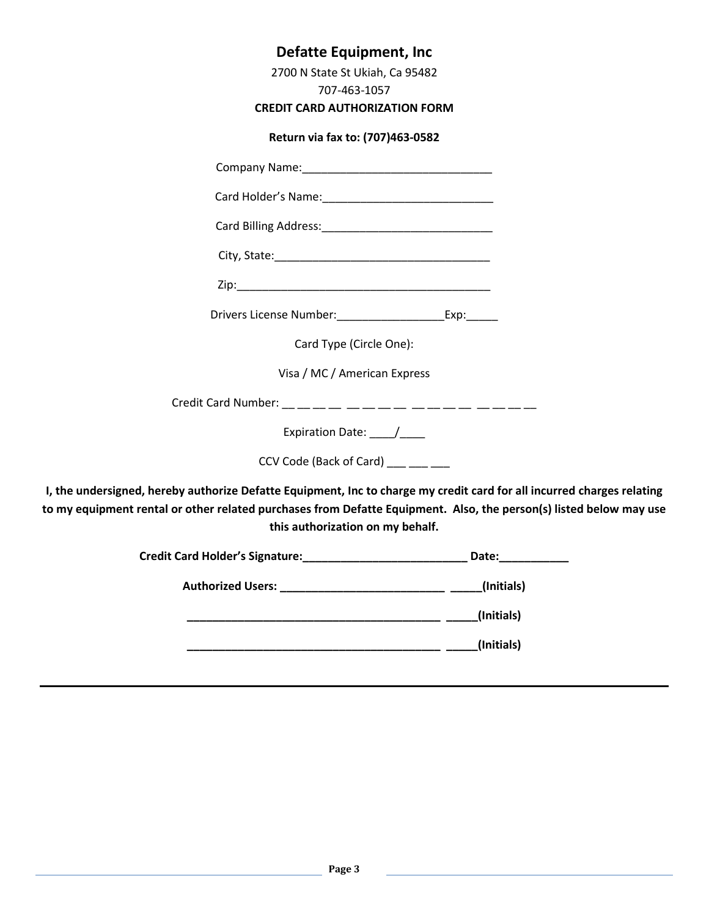# Defatte Equipment, Inc

2700 N State St Ukiah, Ca 95482

707-463-1057

**CREDIT CARD AUTHORIZATION FORM**

**Return via fax to: (707)463-0582**

Company Name:______________________________

Card Holder's Name:___________________________

Card Billing Address:___________________________

City, State:__________________________________

Zip:_________________________________________

Drivers License Number:_________________Exp:_____

Card Type (Circle One):

Visa / MC / American Express

Credit Card Number: __ __ __ __ __ __ __ __ __ __ __ __ __ __ __ __

Expiration Date: ____/____

CCV Code (Back of Card) ___ ___ ___

**I, the undersigned, hereby authorize Defatte Equipment, Inc to charge my credit card for all incurred charges relating to my equipment rental or other related purchases from Defatte Equipment. Also, the person(s) listed below may use this authorization on my behalf.**

**Credit Card Holder's Signature:_________________________ Date:___________**

**Authorized Users: _________________________ _____(Initials)**

**________________________________________ _____(Initials)**

**________________________________________ _____(Initials)**